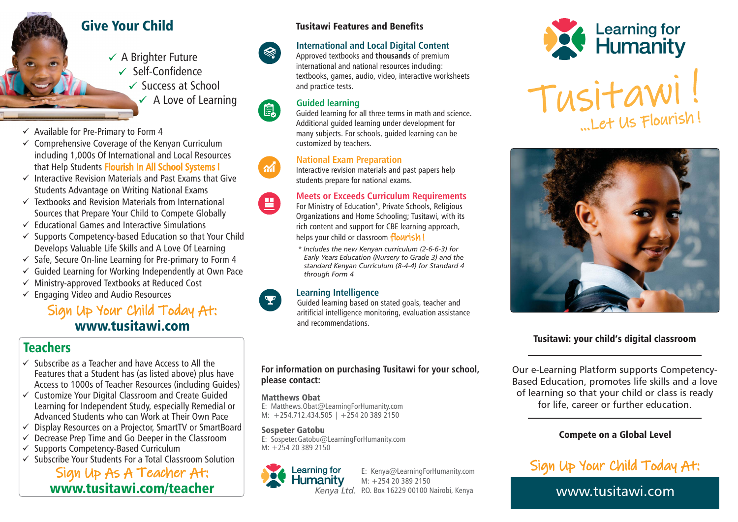## Give Your Child

- ✓ A Brighter Future
- ✓ Self-Confidence
- ✓ Success at School
- ✓ A Love of Learning

- ✓ Available for Pre-Primary to Form 4
- ✓ Comprehensive Coverage of the Kenyan Curriculum including 1,000s Of International and Local Resources that Help Students **Flourish In All School Systems !**
- ✓ Interactive Revision Materials and Past Exams that Give Students Advantage on Writing National Exams
- ✓ Textbooks and Revision Materials from International Sources that Prepare Your Child to Compete Globally
- ✓ Educational Games and Interactive Simulations
- ✓ Supports Competency-based Education so that Your Child Develops Valuable Life Skills and A Love Of Learning
- ✓ Safe, Secure On-line Learning for Pre-primary to Form 4
- ✓ Guided Learning for Working Independently at Own Pace
- ✓ Ministry-approved Textbooks at Reduced Cost
- ✓ Engaging Video and Audio Resources

Sign Up Your Child Today At:
**www.tusitawi.com**

## Teachers

- ✓ Subscribe as a Teacher and have Access to All the Features that a Student has (as listed above) plus have Access to 1000s of Teacher Resources (including Guides)
- ✓ Customize Your Digital Classroom and Create Guided Learning for Independent Study, especially Remedial or Advanced Students who can Work at Their Own Pace
- ✓ Display Resources on a Projector, SmartTV or SmartBoard
- ✓ Decrease Prep Time and Go Deeper in the Classroom
- ✓ Supports Competency-Based Curriculum
- ✓ Subscribe Your Students For a Total Classroom Solution

Sign Up As A Teacher At:
**www.tusitawi.com/teacher**

## Tusitawi Features and Benefits

### International and Local Digital Content
Approved textbooks and **thousands** of premium international and national resources including: textbooks, games, audio, video, interactive worksheets and practice tests.

### Guided learning
Guided learning for all three terms in math and science. Additional guided learning under development for many subjects. For schools, guided learning can be customized by teachers.

### National Exam Preparation
Interactive revision materials and past papers help students prepare for national exams.

### Meets or Exceeds Curriculum Requirements
For Ministry of Education*, Private Schools, Religious Organizations and Home Schooling; Tusitawi, with its rich content and support for CBE learning approach, helps your child or classroom flourish !

*\* Includes the new Kenyan curriculum (2-6-6-3) for Early Years Education (Nursery to Grade 3) and the standard Kenyan Curriculum (8-4-4) for Standard 4 through Form 4*

### Learning Intelligence
Guided learning based on stated goals, teacher and aritificial intelligence monitoring, evaluation assistance and recommendations.

**For information on purchasing Tusitawi for your school, please contact:**

**Matthews Obat**
E: Matthews.Obat@LearningForHumanity.com
M: +254.712.434.505 | +254 20 389 2150

**Sospeter Gatobu**
E: Sospeter.Gatobu@LearningForHumanity.com
M: +254 20 389 2150

Learning for Humanity *Kenya Ltd.*
E: Kenya@LearningForHumanity.com
M: +254 20 389 2150
P.O. Box 16229 00100 Nairobi, Kenya

# Learning for Humanity

# Tusitawi !
...Let Us Flourish !

**Tusitawi: your child's digital classroom**

Our e-Learning Platform supports Competency-Based Education, promotes life skills and a love of learning so that your child or class is ready for life, career or further education.

**Compete on a Global Level**

Sign Up Your Child Today At:
www.tusitawi.com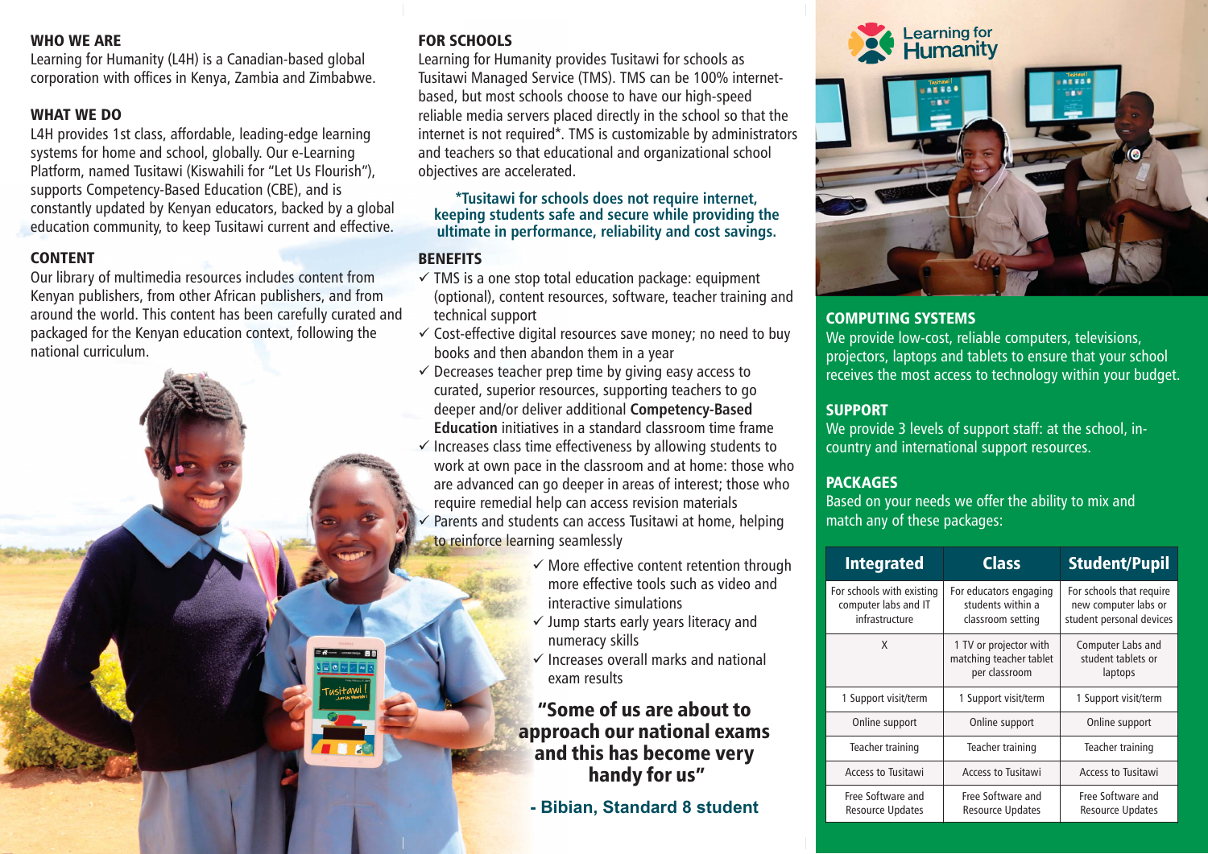## WHO WE ARE

Learning for Humanity (L4H) is a Canadian-based global corporation with offices in Kenya, Zambia and Zimbabwe.

## WHAT WE DO

L4H provides 1st class, affordable, leading-edge learning systems for home and school, globally. Our e-Learning Platform, named Tusitawi (Kiswahili for "Let Us Flourish"), supports Competency-Based Education (CBE), and is constantly updated by Kenyan educators, backed by a global education community, to keep Tusitawi current and effective.

## CONTENT

Our library of multimedia resources includes content from Kenyan publishers, from other African publishers, and from around the world. This content has been carefully curated and packaged for the Kenyan education context, following the national curriculum.

## FOR SCHOOLS

Learning for Humanity provides Tusitawi for schools as Tusitawi Managed Service (TMS). TMS can be 100% internet-based, but most schools choose to have our high-speed reliable media servers placed directly in the school so that the internet is not required*. TMS is customizable by administrators and teachers so that educational and organizational school objectives are accelerated.

**\*Tusitawi for schools does not require internet, keeping students safe and secure while providing the ultimate in performance, reliability and cost savings.**

## BENEFITS

- ✓ TMS is a one stop total education package: equipment (optional), content resources, software, teacher training and technical support
- ✓ Cost-effective digital resources save money; no need to buy books and then abandon them in a year
- ✓ Decreases teacher prep time by giving easy access to curated, superior resources, supporting teachers to go deeper and/or deliver additional **Competency-Based Education** initiatives in a standard classroom time frame
- ✓ Increases class time effectiveness by allowing students to work at own pace in the classroom and at home: those who are advanced can go deeper in areas of interest; those who require remedial help can access revision materials
- ✓ Parents and students can access Tusitawi at home, helping to reinforce learning seamlessly
- ✓ More effective content retention through more effective tools such as video and interactive simulations
- ✓ Jump starts early years literacy and numeracy skills
- ✓ Increases overall marks and national exam results

**"Some of us are about to approach our national exams and this has become very handy for us"**

**- Bibian, Standard 8 student**

Learning for Humanity

## COMPUTING SYSTEMS

We provide low-cost, reliable computers, televisions, projectors, laptops and tablets to ensure that your school receives the most access to technology within your budget.

## SUPPORT

We provide 3 levels of support staff: at the school, in-country and international support resources.

## PACKAGES

Based on your needs we offer the ability to mix and match any of these packages:

| Integrated | Class | Student/Pupil |
|---|---|---|
| For schools with existing computer labs and IT infrastructure | For educators engaging students within a classroom setting | For schools that require new computer labs or student personal devices |
| X | 1 TV or projector with matching teacher tablet per classroom | Computer Labs and student tablets or laptops |
| 1 Support visit/term | 1 Support visit/term | 1 Support visit/term |
| Online support | Online support | Online support |
| Teacher training | Teacher training | Teacher training |
| Access to Tusitawi | Access to Tusitawi | Access to Tusitawi |
| Free Software and Resource Updates | Free Software and Resource Updates | Free Software and Resource Updates |